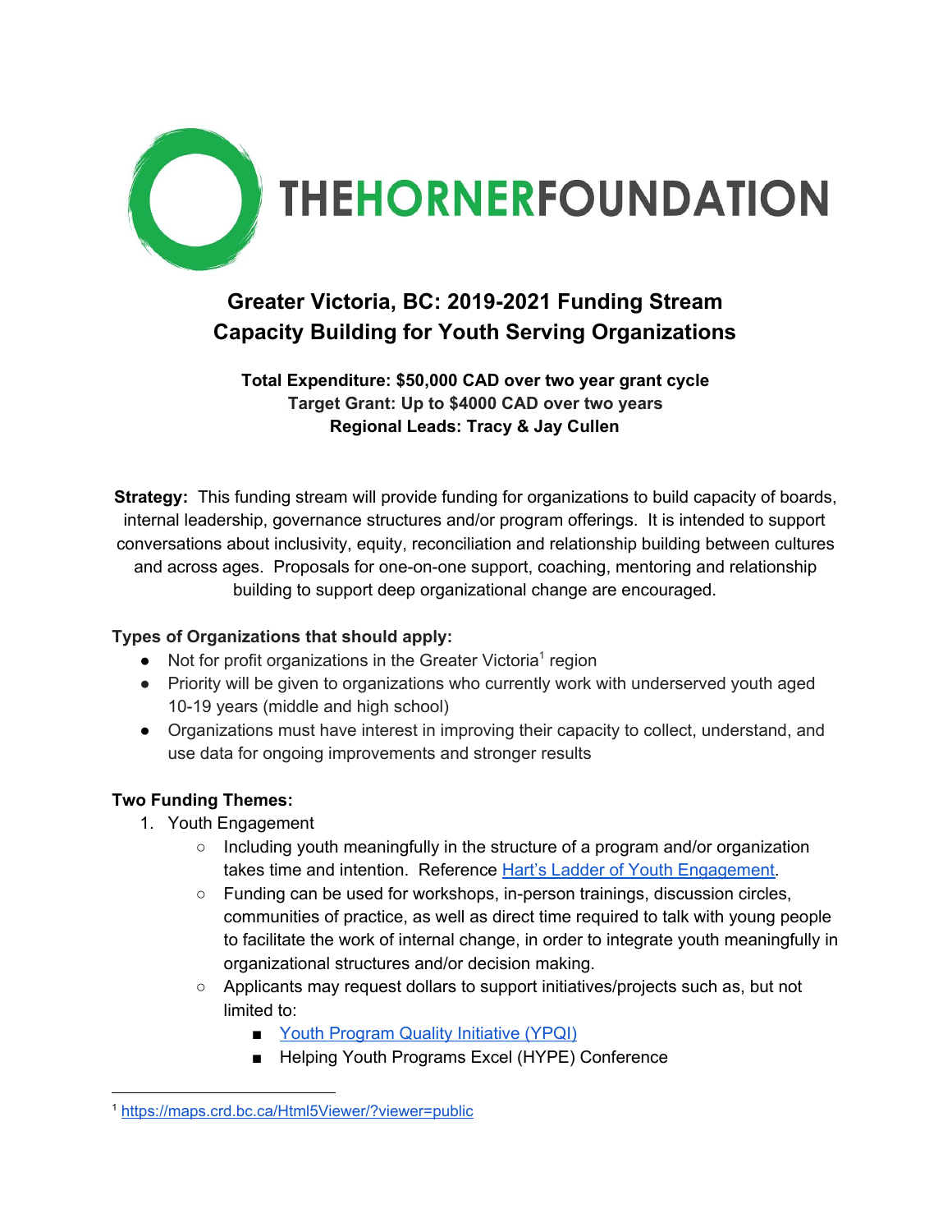THEHORNERFOUNDATION

# Greater Victoria, BC: 2019-2021 Funding Stream
# Capacity Building for Youth Serving Organizations

**Total Expenditure: $50,000 CAD over two year grant cycle**
**Target Grant: Up to $4000 CAD over two years**
**Regional Leads: Tracy & Jay Cullen**

**Strategy:** This funding stream will provide funding for organizations to build capacity of boards, internal leadership, governance structures and/or program offerings. It is intended to support conversations about inclusivity, equity, reconciliation and relationship building between cultures and across ages. Proposals for one-on-one support, coaching, mentoring and relationship building to support deep organizational change are encouraged.

**Types of Organizations that should apply:**

- Not for profit organizations in the Greater Victoria[1] region
- Priority will be given to organizations who currently work with underserved youth aged 10-19 years (middle and high school)
- Organizations must have interest in improving their capacity to collect, understand, and use data for ongoing improvements and stronger results

**Two Funding Themes:**

1. Youth Engagement
    - Including youth meaningfully in the structure of a program and/or organization takes time and intention. Reference Hart's Ladder of Youth Engagement.
    - Funding can be used for workshops, in-person trainings, discussion circles, communities of practice, as well as direct time required to talk with young people to facilitate the work of internal change, in order to integrate youth meaningfully in organizational structures and/or decision making.
    - Applicants may request dollars to support initiatives/projects such as, but not limited to:
        - Youth Program Quality Initiative (YPQI)
        - Helping Youth Programs Excel (HYPE) Conference

---

[1] https://maps.crd.bc.ca/Html5Viewer/?viewer=public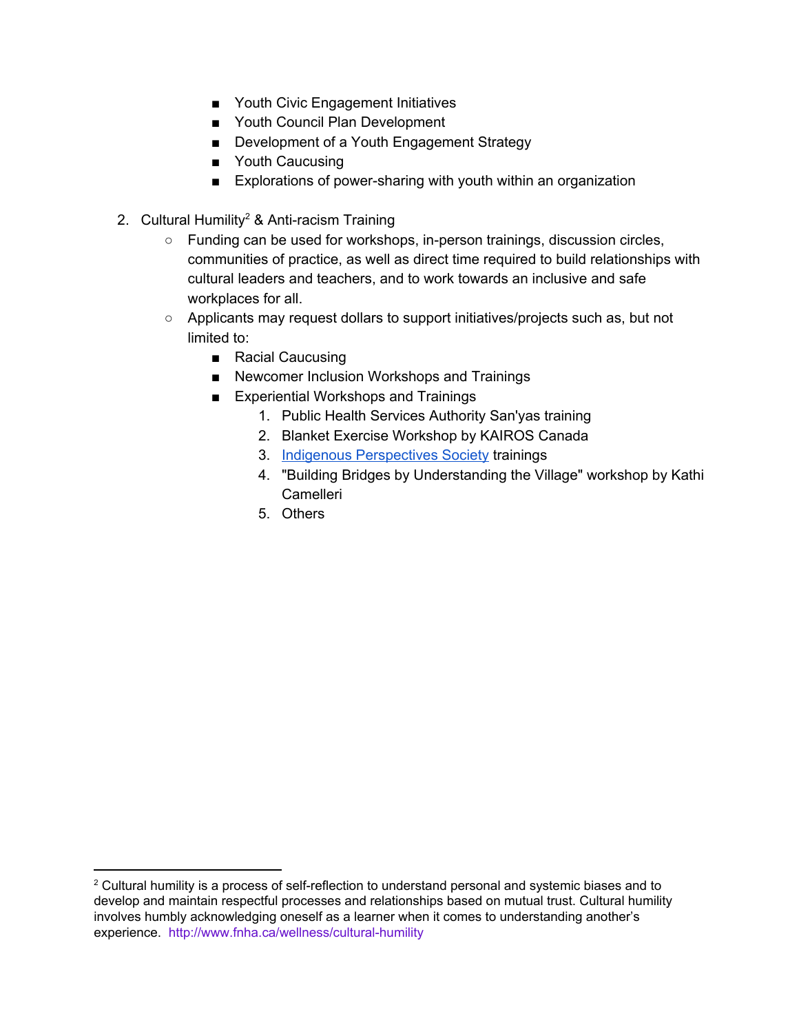- Youth Civic Engagement Initiatives
    - Youth Council Plan Development
    - Development of a Youth Engagement Strategy
    - Youth Caucusing
    - Explorations of power-sharing with youth within an organization

2. Cultural Humility[2] & Anti-racism Training
   - Funding can be used for workshops, in-person trainings, discussion circles, communities of practice, as well as direct time required to build relationships with cultural leaders and teachers, and to work towards an inclusive and safe workplaces for all.
   - Applicants may request dollars to support initiatives/projects such as, but not limited to:
     - Racial Caucusing
     - Newcomer Inclusion Workshops and Trainings
     - Experiential Workshops and Trainings
       1. Public Health Services Authority San'yas training
       2. Blanket Exercise Workshop by KAIROS Canada
       3. Indigenous Perspectives Society trainings
       4. "Building Bridges by Understanding the Village" workshop by Kathi Camelleri
       5. Others

[2] Cultural humility is a process of self-reflection to understand personal and systemic biases and to develop and maintain respectful processes and relationships based on mutual trust. Cultural humility involves humbly acknowledging oneself as a learner when it comes to understanding another's experience. http://www.fnha.ca/wellness/cultural-humility